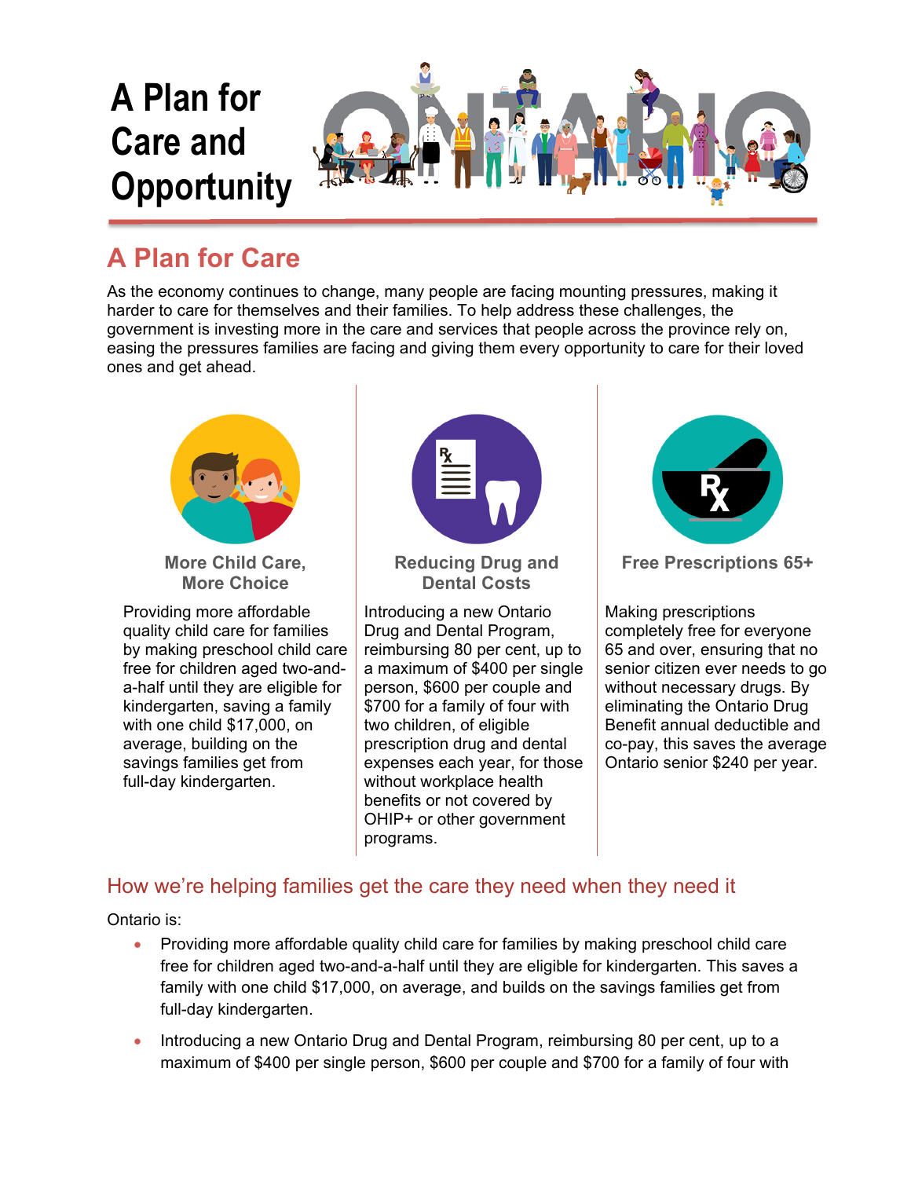# A Plan for Care and Opportunity

## A Plan for Care

As the economy continues to change, many people are facing mounting pressures, making it harder to care for themselves and their families. To help address these challenges, the government is investing more in the care and services that people across the province rely on, easing the pressures families are facing and giving them every opportunity to care for their loved ones and get ahead.

### More Child Care, More Choice

Providing more affordable quality child care for families by making preschool child care free for children aged two-and-a-half until they are eligible for kindergarten, saving a family with one child $17,000, on average, building on the savings families get from full-day kindergarten.

### Reducing Drug and Dental Costs

Introducing a new Ontario Drug and Dental Program, reimbursing 80 per cent, up to a maximum of $400 per single person, $600 per couple and $700 for a family of four with two children, of eligible prescription drug and dental expenses each year, for those without workplace health benefits or not covered by OHIP+ or other government programs.

### Free Prescriptions 65+

Making prescriptions completely free for everyone 65 and over, ensuring that no senior citizen ever needs to go without necessary drugs. By eliminating the Ontario Drug Benefit annual deductible and co-pay, this saves the average Ontario senior $240 per year.

## How we're helping families get the care they need when they need it

Ontario is:

- Providing more affordable quality child care for families by making preschool child care free for children aged two-and-a-half until they are eligible for kindergarten. This saves a family with one child $17,000, on average, and builds on the savings families get from full-day kindergarten.
- Introducing a new Ontario Drug and Dental Program, reimbursing 80 per cent, up to a maximum of $400 per single person, $600 per couple and $700 for a family of four with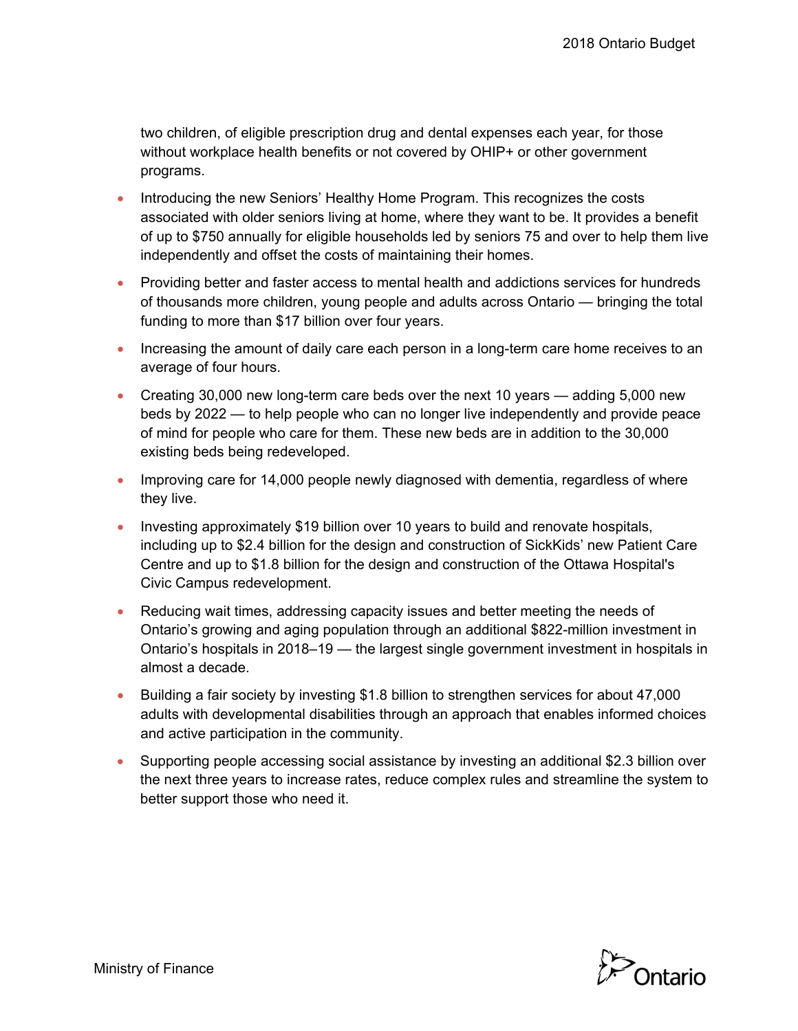two children, of eligible prescription drug and dental expenses each year, for those without workplace health benefits or not covered by OHIP+ or other government programs.

- Introducing the new Seniors' Healthy Home Program. This recognizes the costs associated with older seniors living at home, where they want to be. It provides a benefit of up to $750 annually for eligible households led by seniors 75 and over to help them live independently and offset the costs of maintaining their homes.
- Providing better and faster access to mental health and addictions services for hundreds of thousands more children, young people and adults across Ontario — bringing the total funding to more than $17 billion over four years.
- Increasing the amount of daily care each person in a long-term care home receives to an average of four hours.
- Creating 30,000 new long-term care beds over the next 10 years — adding 5,000 new beds by 2022 — to help people who can no longer live independently and provide peace of mind for people who care for them. These new beds are in addition to the 30,000 existing beds being redeveloped.
- Improving care for 14,000 people newly diagnosed with dementia, regardless of where they live.
- Investing approximately $19 billion over 10 years to build and renovate hospitals, including up to $2.4 billion for the design and construction of SickKids' new Patient Care Centre and up to $1.8 billion for the design and construction of the Ottawa Hospital's Civic Campus redevelopment.
- Reducing wait times, addressing capacity issues and better meeting the needs of Ontario's growing and aging population through an additional $822-million investment in Ontario's hospitals in 2018–19 — the largest single government investment in hospitals in almost a decade.
- Building a fair society by investing $1.8 billion to strengthen services for about 47,000 adults with developmental disabilities through an approach that enables informed choices and active participation in the community.
- Supporting people accessing social assistance by investing an additional $2.3 billion over the next three years to increase rates, reduce complex rules and streamline the system to better support those who need it.